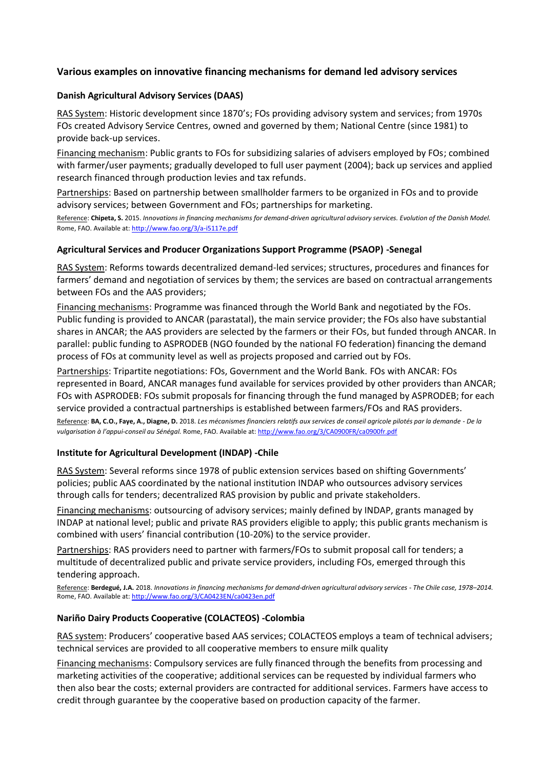## Various examples on innovative financing mechanisms for demand led advisory services

### Danish Agricultural Advisory Services (DAAS)

RAS System: Historic development since 1870's; FOs providing advisory system and services; from 1970s FOs created Advisory Service Centres, owned and governed by them; National Centre (since 1981) to provide back-up services.

Financing mechanism: Public grants to FOs for subsidizing salaries of advisers employed by FOs; combined with farmer/user payments; gradually developed to full user payment (2004); back up services and applied research financed through production levies and tax refunds.

Partnerships: Based on partnership between smallholder farmers to be organized in FOs and to provide advisory services; between Government and FOs; partnerships for marketing.

Reference: **Chipeta, S.** 2015. *Innovations in financing mechanisms for demand-driven agricultural advisory services. Evolution of the Danish Model.* Rome, FAO. Available at: http://www.fao.org/3/a-i5117e.pdf

### Agricultural Services and Producer Organizations Support Programme (PSAOP) -Senegal

RAS System: Reforms towards decentralized demand-led services; structures, procedures and finances for farmers' demand and negotiation of services by them; the services are based on contractual arrangements between FOs and the AAS providers;

Financing mechanisms: Programme was financed through the World Bank and negotiated by the FOs. Public funding is provided to ANCAR (parastatal), the main service provider; the FOs also have substantial shares in ANCAR; the AAS providers are selected by the farmers or their FOs, but funded through ANCAR. In parallel: public funding to ASPRODEB (NGO founded by the national FO federation) financing the demand process of FOs at community level as well as projects proposed and carried out by FOs.

Partnerships: Tripartite negotiations: FOs, Government and the World Bank. FOs with ANCAR: FOs represented in Board, ANCAR manages fund available for services provided by other providers than ANCAR; FOs with ASPRODEB: FOs submit proposals for financing through the fund managed by ASPRODEB; for each service provided a contractual partnerships is established between farmers/FOs and RAS providers.

Reference: **BA, C.O., Faye, A., Diagne, D.** 2018. *Les mécanismes financiers relatifs aux services de conseil agricole pilotés par la demande - De la vulgarisation à l'appui-conseil au Sénégal.* Rome, FAO. Available at: http://www.fao.org/3/CA0900FR/ca0900fr.pdf

### Institute for Agricultural Development (INDAP) -Chile

RAS System: Several reforms since 1978 of public extension services based on shifting Governments' policies; public AAS coordinated by the national institution INDAP who outsources advisory services through calls for tenders; decentralized RAS provision by public and private stakeholders.

Financing mechanisms: outsourcing of advisory services; mainly defined by INDAP, grants managed by INDAP at national level; public and private RAS providers eligible to apply; this public grants mechanism is combined with users' financial contribution (10-20%) to the service provider.

Partnerships: RAS providers need to partner with farmers/FOs to submit proposal call for tenders; a multitude of decentralized public and private service providers, including FOs, emerged through this tendering approach.

Reference: **Berdegué, J.A.** 2018. *Innovations in financing mechanisms for demand-driven agricultural advisory services - The Chile case, 1978–2014.* Rome, FAO. Available at: http://www.fao.org/3/CA0423EN/ca0423en.pdf

### Nariño Dairy Products Cooperative (COLACTEOS) -Colombia

RAS system: Producers' cooperative based AAS services; COLACTEOS employs a team of technical advisers; technical services are provided to all cooperative members to ensure milk quality

Financing mechanisms: Compulsory services are fully financed through the benefits from processing and marketing activities of the cooperative; additional services can be requested by individual farmers who then also bear the costs; external providers are contracted for additional services. Farmers have access to credit through guarantee by the cooperative based on production capacity of the farmer.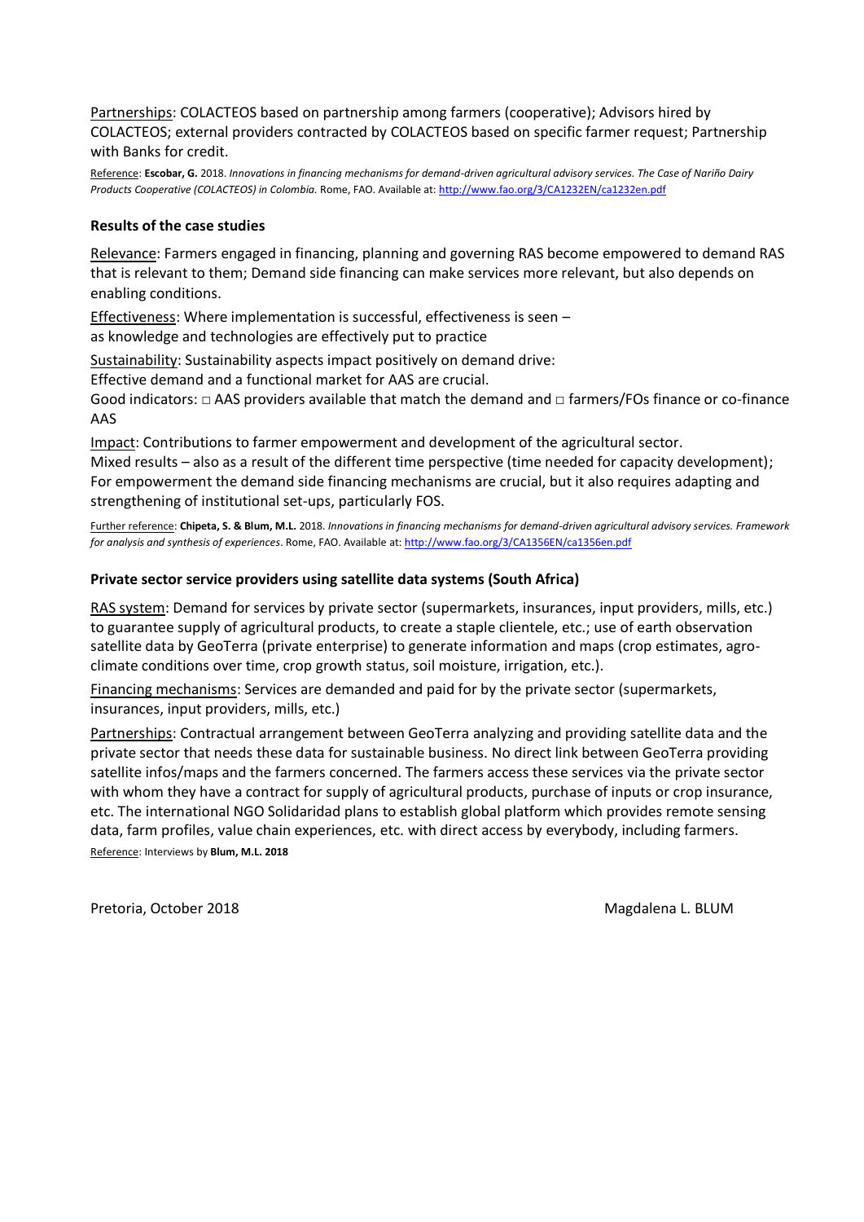<u>Partnerships</u>: COLACTEOS based on partnership among farmers (cooperative); Advisors hired by COLACTEOS; external providers contracted by COLACTEOS based on specific farmer request; Partnership with Banks for credit.

<u>Reference</u>: **Escobar, G.** 2018. *Innovations in financing mechanisms for demand-driven agricultural advisory services. The Case of Nariño Dairy Products Cooperative (COLACTEOS) in Colombia.* Rome, FAO. Available at: http://www.fao.org/3/CA1232EN/ca1232en.pdf

### Results of the case studies

<u>Relevance</u>: Farmers engaged in financing, planning and governing RAS become empowered to demand RAS that is relevant to them; Demand side financing can make services more relevant, but also depends on enabling conditions.

<u>Effectiveness</u>: Where implementation is successful, effectiveness is seen –
as knowledge and technologies are effectively put to practice

<u>Sustainability</u>: Sustainability aspects impact positively on demand drive:
Effective demand and a functional market for AAS are crucial.
Good indicators: □ AAS providers available that match the demand and □ farmers/FOs finance or co-finance AAS

<u>Impact</u>: Contributions to farmer empowerment and development of the agricultural sector.
Mixed results – also as a result of the different time perspective (time needed for capacity development); For empowerment the demand side financing mechanisms are crucial, but it also requires adapting and strengthening of institutional set-ups, particularly FOS.

<u>Further reference</u>: **Chipeta, S. & Blum, M.L.** 2018. *Innovations in financing mechanisms for demand-driven agricultural advisory services. Framework for analysis and synthesis of experiences*. Rome, FAO. Available at: http://www.fao.org/3/CA1356EN/ca1356en.pdf

### Private sector service providers using satellite data systems (South Africa)

<u>RAS system</u>: Demand for services by private sector (supermarkets, insurances, input providers, mills, etc.) to guarantee supply of agricultural products, to create a staple clientele, etc.; use of earth observation satellite data by GeoTerra (private enterprise) to generate information and maps (crop estimates, agro-climate conditions over time, crop growth status, soil moisture, irrigation, etc.).

<u>Financing mechanisms</u>: Services are demanded and paid for by the private sector (supermarkets, insurances, input providers, mills, etc.)

<u>Partnerships</u>: Contractual arrangement between GeoTerra analyzing and providing satellite data and the private sector that needs these data for sustainable business. No direct link between GeoTerra providing satellite infos/maps and the farmers concerned. The farmers access these services via the private sector with whom they have a contract for supply of agricultural products, purchase of inputs or crop insurance, etc. The international NGO Solidaridad plans to establish global platform which provides remote sensing data, farm profiles, value chain experiences, etc. with direct access by everybody, including farmers.

<u>Reference</u>: Interviews by **Blum, M.L. 2018**

Pretoria, October 2018 Magdalena L. BLUM